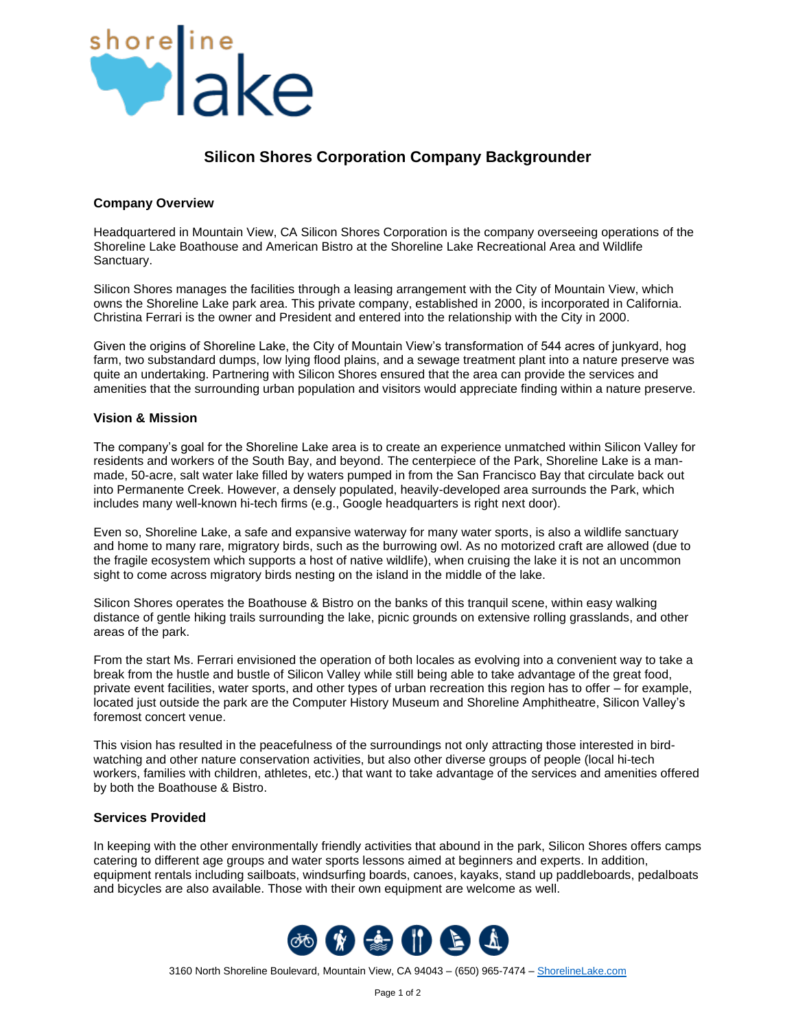# Silicon Shores Corporation Company Backgrounder

## Company Overview

Headquartered in Mountain View, CA Silicon Shores Corporation is the company overseeing operations of the Shoreline Lake Boathouse and American Bistro at the Shoreline Lake Recreational Area and Wildlife Sanctuary.

Silicon Shores manages the facilities through a leasing arrangement with the City of Mountain View, which owns the Shoreline Lake park area. This private company, established in 2000, is incorporated in California. Christina Ferrari is the owner and President and entered into the relationship with the City in 2000.

Given the origins of Shoreline Lake, the City of Mountain View's transformation of 544 acres of junkyard, hog farm, two substandard dumps, low lying flood plains, and a sewage treatment plant into a nature preserve was quite an undertaking. Partnering with Silicon Shores ensured that the area can provide the services and amenities that the surrounding urban population and visitors would appreciate finding within a nature preserve.

## Vision & Mission

The company's goal for the Shoreline Lake area is to create an experience unmatched within Silicon Valley for residents and workers of the South Bay, and beyond. The centerpiece of the Park, Shoreline Lake is a man-made, 50-acre, salt water lake filled by waters pumped in from the San Francisco Bay that circulate back out into Permanente Creek. However, a densely populated, heavily-developed area surrounds the Park, which includes many well-known hi-tech firms (e.g., Google headquarters is right next door).

Even so, Shoreline Lake, a safe and expansive waterway for many water sports, is also a wildlife sanctuary and home to many rare, migratory birds, such as the burrowing owl. As no motorized craft are allowed (due to the fragile ecosystem which supports a host of native wildlife), when cruising the lake it is not an uncommon sight to come across migratory birds nesting on the island in the middle of the lake.

Silicon Shores operates the Boathouse & Bistro on the banks of this tranquil scene, within easy walking distance of gentle hiking trails surrounding the lake, picnic grounds on extensive rolling grasslands, and other areas of the park.

From the start Ms. Ferrari envisioned the operation of both locales as evolving into a convenient way to take a break from the hustle and bustle of Silicon Valley while still being able to take advantage of the great food, private event facilities, water sports, and other types of urban recreation this region has to offer – for example, located just outside the park are the Computer History Museum and Shoreline Amphitheatre, Silicon Valley's foremost concert venue.

This vision has resulted in the peacefulness of the surroundings not only attracting those interested in bird-watching and other nature conservation activities, but also other diverse groups of people (local hi-tech workers, families with children, athletes, etc.) that want to take advantage of the services and amenities offered by both the Boathouse & Bistro.

## Services Provided

In keeping with the other environmentally friendly activities that abound in the park, Silicon Shores offers camps catering to different age groups and water sports lessons aimed at beginners and experts. In addition, equipment rentals including sailboats, windsurfing boards, canoes, kayaks, stand up paddleboards, pedalboats and bicycles are also available. Those with their own equipment are welcome as well.

3160 North Shoreline Boulevard, Mountain View, CA 94043 – (650) 965-7474 – ShorelineLake.com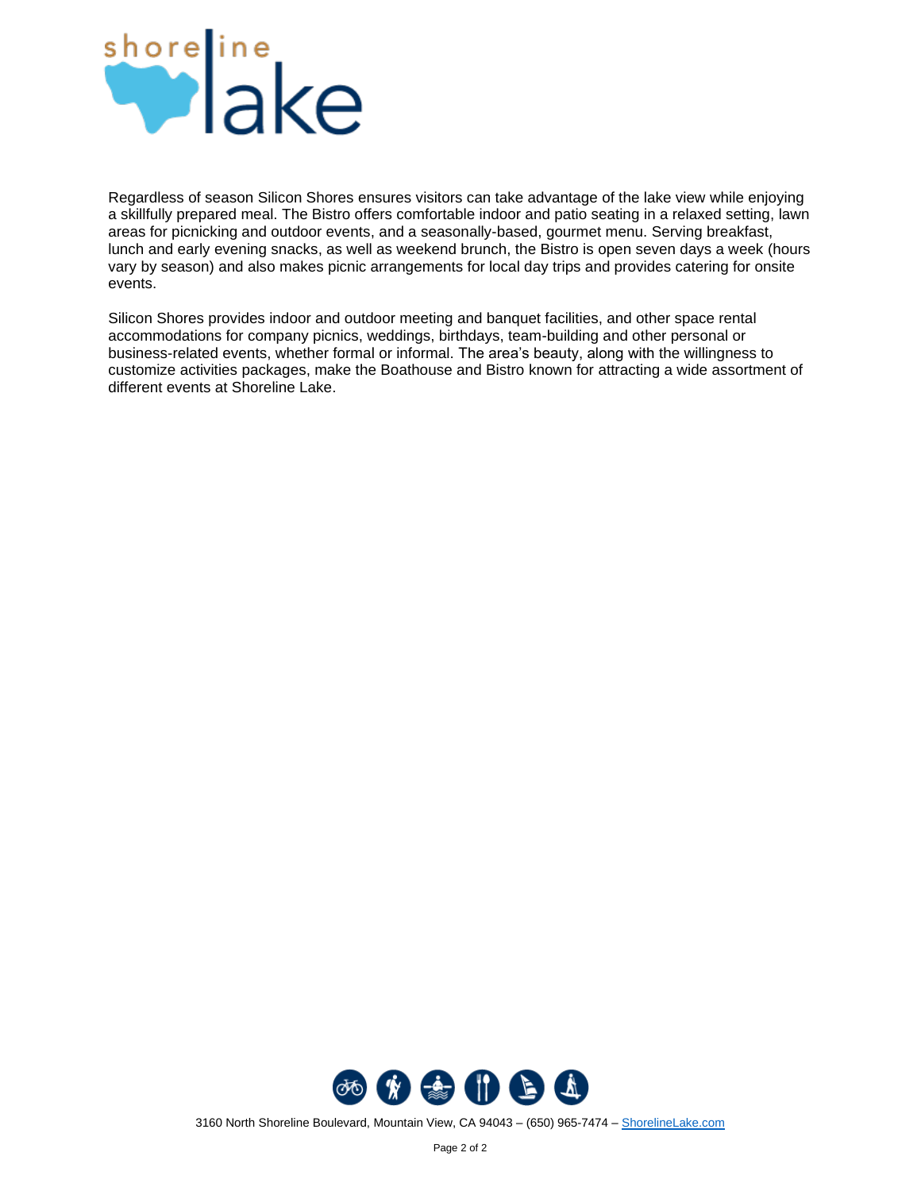Regardless of season Silicon Shores ensures visitors can take advantage of the lake view while enjoying a skillfully prepared meal. The Bistro offers comfortable indoor and patio seating in a relaxed setting, lawn areas for picnicking and outdoor events, and a seasonally-based, gourmet menu. Serving breakfast, lunch and early evening snacks, as well as weekend brunch, the Bistro is open seven days a week (hours vary by season) and also makes picnic arrangements for local day trips and provides catering for onsite events.

Silicon Shores provides indoor and outdoor meeting and banquet facilities, and other space rental accommodations for company picnics, weddings, birthdays, team-building and other personal or business-related events, whether formal or informal. The area's beauty, along with the willingness to customize activities packages, make the Boathouse and Bistro known for attracting a wide assortment of different events at Shoreline Lake.

3160 North Shoreline Boulevard, Mountain View, CA 94043 – (650) 965-7474 – ShorelineLake.com